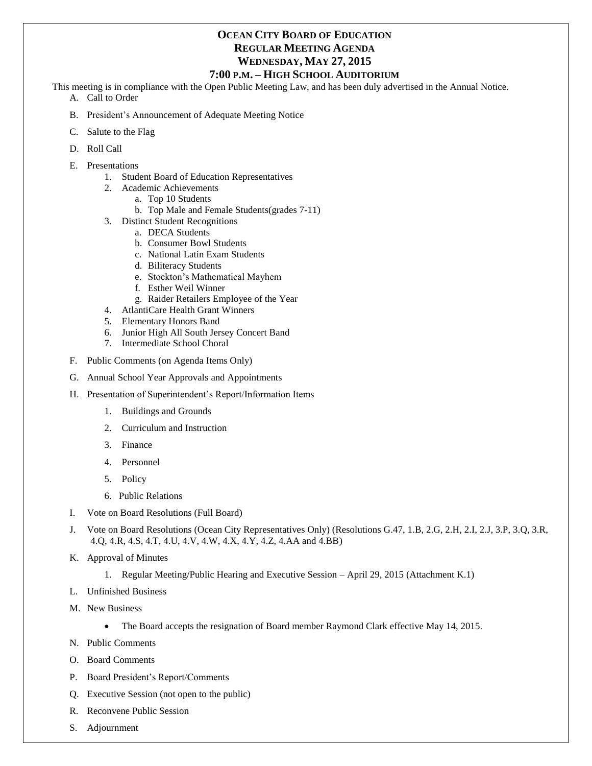# OCEAN CITY BOARD OF EDUCATION
## REGULAR MEETING AGENDA
## WEDNESDAY, MAY 27, 2015
## 7:00 P.M. – HIGH SCHOOL AUDITORIUM

This meeting is in compliance with the Open Public Meeting Law, and has been duly advertised in the Annual Notice.

A. Call to Order

B. President's Announcement of Adequate Meeting Notice

C. Salute to the Flag

D. Roll Call

E. Presentations
   1. Student Board of Education Representatives
   2. Academic Achievements
      a. Top 10 Students
      b. Top Male and Female Students(grades 7-11)
   3. Distinct Student Recognitions
      a. DECA Students
      b. Consumer Bowl Students
      c. National Latin Exam Students
      d. Biliteracy Students
      e. Stockton's Mathematical Mayhem
      f. Esther Weil Winner
      g. Raider Retailers Employee of the Year
   4. AtlantiCare Health Grant Winners
   5. Elementary Honors Band
   6. Junior High All South Jersey Concert Band
   7. Intermediate School Choral

F. Public Comments (on Agenda Items Only)

G. Annual School Year Approvals and Appointments

H. Presentation of Superintendent's Report/Information Items
   1. Buildings and Grounds
   2. Curriculum and Instruction
   3. Finance
   4. Personnel
   5. Policy
   6. Public Relations

I. Vote on Board Resolutions (Full Board)

J. Vote on Board Resolutions (Ocean City Representatives Only) (Resolutions G.47, 1.B, 2.G, 2.H, 2.I, 2.J, 3.P, 3.Q, 3.R, 4.Q, 4.R, 4.S, 4.T, 4.U, 4.V, 4.W, 4.X, 4.Y, 4.Z, 4.AA and 4.BB)

K. Approval of Minutes
   1. Regular Meeting/Public Hearing and Executive Session – April 29, 2015 (Attachment K.1)

L. Unfinished Business

M. New Business
   - The Board accepts the resignation of Board member Raymond Clark effective May 14, 2015.

N. Public Comments

O. Board Comments

P. Board President's Report/Comments

Q. Executive Session (not open to the public)

R. Reconvene Public Session

S. Adjournment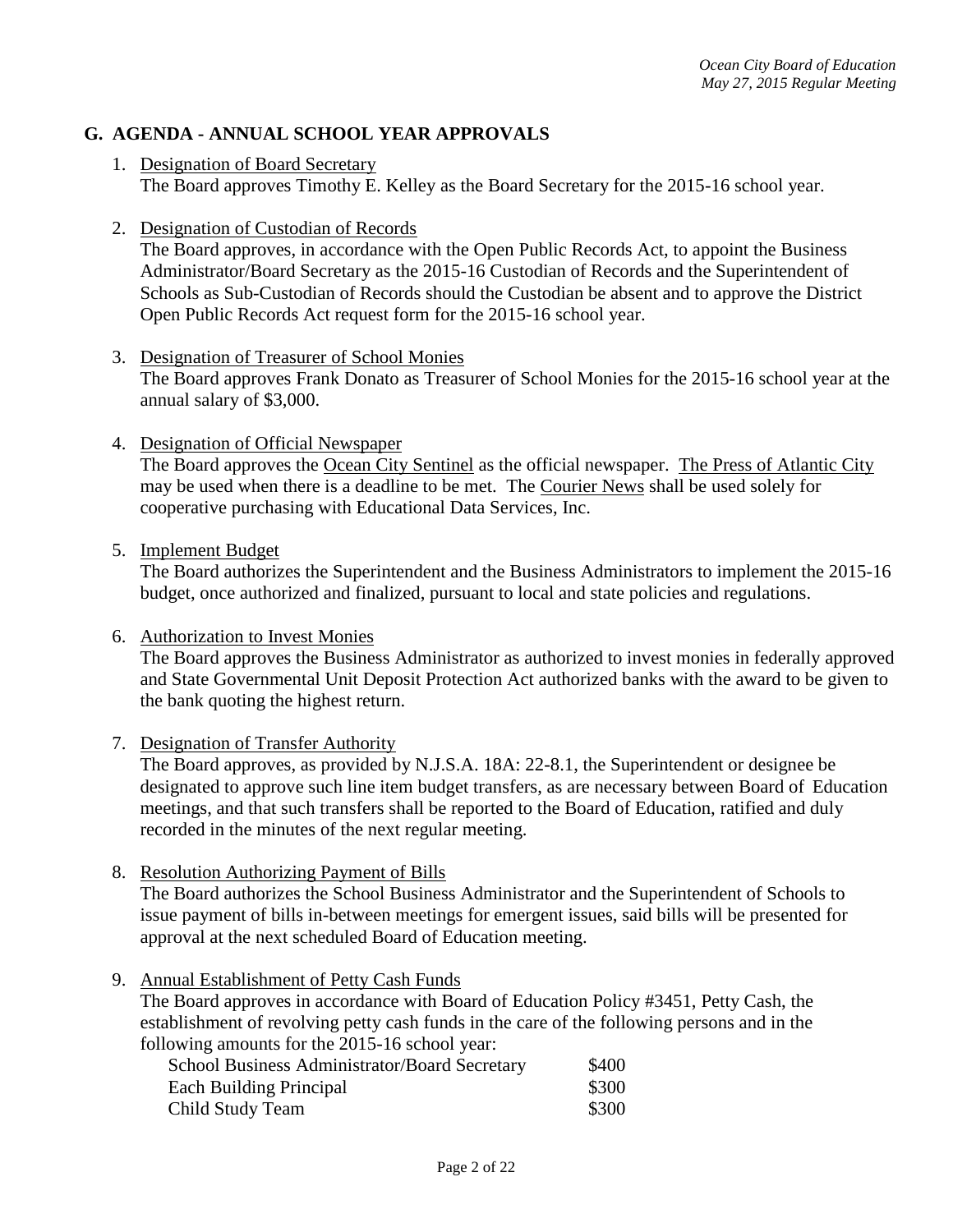## G. AGENDA - ANNUAL SCHOOL YEAR APPROVALS

1. Designation of Board Secretary
   The Board approves Timothy E. Kelley as the Board Secretary for the 2015-16 school year.

2. Designation of Custodian of Records
   The Board approves, in accordance with the Open Public Records Act, to appoint the Business Administrator/Board Secretary as the 2015-16 Custodian of Records and the Superintendent of Schools as Sub-Custodian of Records should the Custodian be absent and to approve the District Open Public Records Act request form for the 2015-16 school year.

3. Designation of Treasurer of School Monies
   The Board approves Frank Donato as Treasurer of School Monies for the 2015-16 school year at the annual salary of $3,000.

4. Designation of Official Newspaper
   The Board approves the Ocean City Sentinel as the official newspaper. The Press of Atlantic City may be used when there is a deadline to be met. The Courier News shall be used solely for cooperative purchasing with Educational Data Services, Inc.

5. Implement Budget
   The Board authorizes the Superintendent and the Business Administrators to implement the 2015-16 budget, once authorized and finalized, pursuant to local and state policies and regulations.

6. Authorization to Invest Monies
   The Board approves the Business Administrator as authorized to invest monies in federally approved and State Governmental Unit Deposit Protection Act authorized banks with the award to be given to the bank quoting the highest return.

7. Designation of Transfer Authority
   The Board approves, as provided by N.J.S.A. 18A: 22-8.1, the Superintendent or designee be designated to approve such line item budget transfers, as are necessary between Board of Education meetings, and that such transfers shall be reported to the Board of Education, ratified and duly recorded in the minutes of the next regular meeting.

8. Resolution Authorizing Payment of Bills
   The Board authorizes the School Business Administrator and the Superintendent of Schools to issue payment of bills in-between meetings for emergent issues, said bills will be presented for approval at the next scheduled Board of Education meeting.

9. Annual Establishment of Petty Cash Funds
   The Board approves in accordance with Board of Education Policy #3451, Petty Cash, the establishment of revolving petty cash funds in the care of the following persons and in the following amounts for the 2015-16 school year:

| | |
|---|---|
| School Business Administrator/Board Secretary | $400 |
| Each Building Principal | $300 |
| Child Study Team | $300 |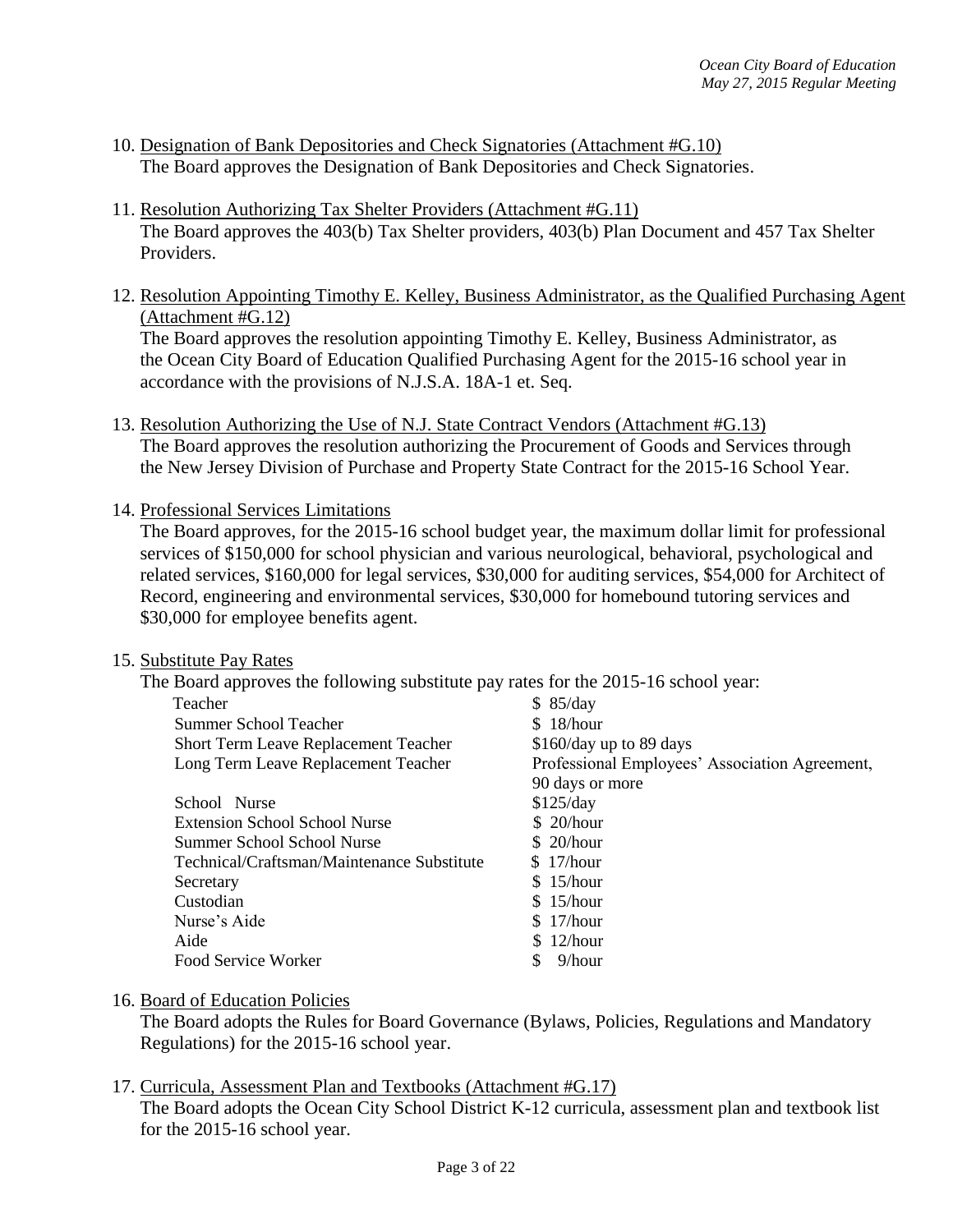10. Designation of Bank Depositories and Check Signatories (Attachment #G.10)
    The Board approves the Designation of Bank Depositories and Check Signatories.

11. Resolution Authorizing Tax Shelter Providers (Attachment #G.11)
    The Board approves the 403(b) Tax Shelter providers, 403(b) Plan Document and 457 Tax Shelter Providers.

12. Resolution Appointing Timothy E. Kelley, Business Administrator, as the Qualified Purchasing Agent (Attachment #G.12)
    The Board approves the resolution appointing Timothy E. Kelley, Business Administrator, as the Ocean City Board of Education Qualified Purchasing Agent for the 2015-16 school year in accordance with the provisions of N.J.S.A. 18A-1 et. Seq.

13. Resolution Authorizing the Use of N.J. State Contract Vendors (Attachment #G.13)
    The Board approves the resolution authorizing the Procurement of Goods and Services through the New Jersey Division of Purchase and Property State Contract for the 2015-16 School Year.

14. Professional Services Limitations
    The Board approves, for the 2015-16 school budget year, the maximum dollar limit for professional services of $150,000 for school physician and various neurological, behavioral, psychological and related services, $160,000 for legal services, $30,000 for auditing services, $54,000 for Architect of Record, engineering and environmental services, $30,000 for homebound tutoring services and $30,000 for employee benefits agent.

15. Substitute Pay Rates
    The Board approves the following substitute pay rates for the 2015-16 school year:

| Position | Rate |
|---|---|
| Teacher | $ 85/day |
| Summer School Teacher | $ 18/hour |
| Short Term Leave Replacement Teacher | $160/day up to 89 days |
| Long Term Leave Replacement Teacher | Professional Employees' Association Agreement, 90 days or more |
| School Nurse | $125/day |
| Extension School School Nurse | $ 20/hour |
| Summer School School Nurse | $ 20/hour |
| Technical/Craftsman/Maintenance Substitute | $ 17/hour |
| Secretary | $ 15/hour |
| Custodian | $ 15/hour |
| Nurse's Aide | $ 17/hour |
| Aide | $ 12/hour |
| Food Service Worker | $ 9/hour |

16. Board of Education Policies
    The Board adopts the Rules for Board Governance (Bylaws, Policies, Regulations and Mandatory Regulations) for the 2015-16 school year.

17. Curricula, Assessment Plan and Textbooks (Attachment #G.17)
    The Board adopts the Ocean City School District K-12 curricula, assessment plan and textbook list for the 2015-16 school year.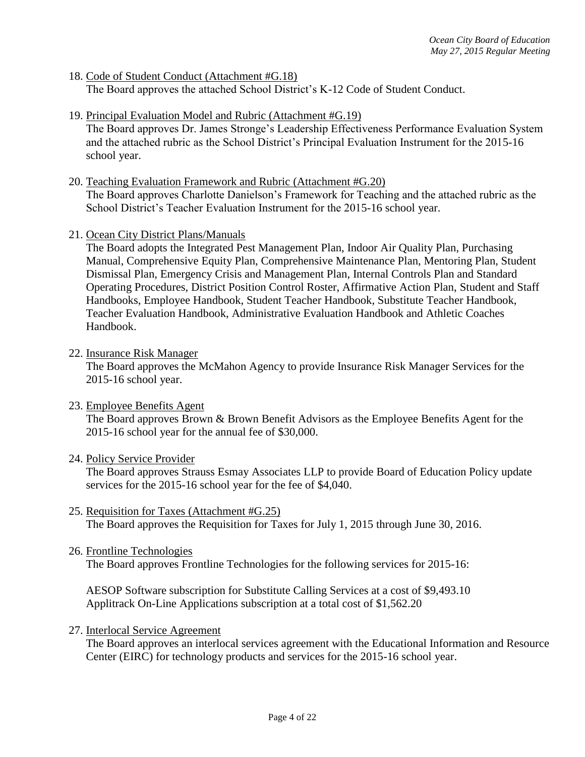18. Code of Student Conduct (Attachment #G.18)
    The Board approves the attached School District's K-12 Code of Student Conduct.

19. Principal Evaluation Model and Rubric (Attachment #G.19)
    The Board approves Dr. James Stronge's Leadership Effectiveness Performance Evaluation System and the attached rubric as the School District's Principal Evaluation Instrument for the 2015-16 school year.

20. Teaching Evaluation Framework and Rubric (Attachment #G.20)
    The Board approves Charlotte Danielson's Framework for Teaching and the attached rubric as the School District's Teacher Evaluation Instrument for the 2015-16 school year.

21. Ocean City District Plans/Manuals
    The Board adopts the Integrated Pest Management Plan, Indoor Air Quality Plan, Purchasing Manual, Comprehensive Equity Plan, Comprehensive Maintenance Plan, Mentoring Plan, Student Dismissal Plan, Emergency Crisis and Management Plan, Internal Controls Plan and Standard Operating Procedures, District Position Control Roster, Affirmative Action Plan, Student and Staff Handbooks, Employee Handbook, Student Teacher Handbook, Substitute Teacher Handbook, Teacher Evaluation Handbook, Administrative Evaluation Handbook and Athletic Coaches Handbook.

22. Insurance Risk Manager
    The Board approves the McMahon Agency to provide Insurance Risk Manager Services for the 2015-16 school year.

23. Employee Benefits Agent
    The Board approves Brown & Brown Benefit Advisors as the Employee Benefits Agent for the 2015-16 school year for the annual fee of $30,000.

24. Policy Service Provider
    The Board approves Strauss Esmay Associates LLP to provide Board of Education Policy update services for the 2015-16 school year for the fee of $4,040.

25. Requisition for Taxes (Attachment #G.25)
    The Board approves the Requisition for Taxes for July 1, 2015 through June 30, 2016.

26. Frontline Technologies
    The Board approves Frontline Technologies for the following services for 2015-16:

    AESOP Software subscription for Substitute Calling Services at a cost of $9,493.10
    Applitrack On-Line Applications subscription at a total cost of $1,562.20

27. Interlocal Service Agreement
    The Board approves an interlocal services agreement with the Educational Information and Resource Center (EIRC) for technology products and services for the 2015-16 school year.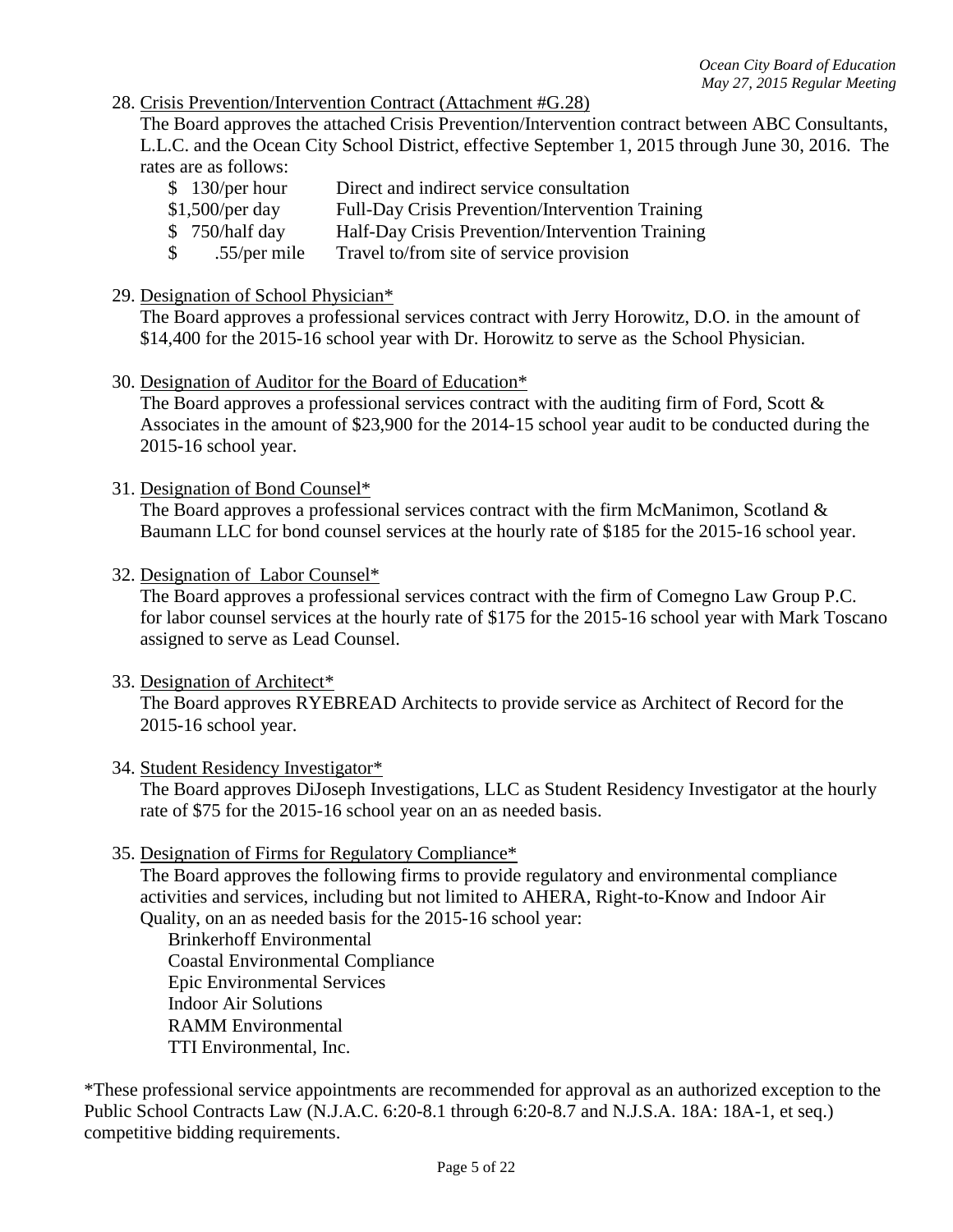28. <u>Crisis Prevention/Intervention Contract (Attachment #G.28)</u>

    The Board approves the attached Crisis Prevention/Intervention contract between ABC Consultants, L.L.C. and the Ocean City School District, effective September 1, 2015 through June 30, 2016. The rates are as follows:

    | Rate | Service |
    |---|---|
    | $ 130/per hour | Direct and indirect service consultation |
    | $1,500/per day | Full-Day Crisis Prevention/Intervention Training |
    | $ 750/half day | Half-Day Crisis Prevention/Intervention Training |
    | $ .55/per mile | Travel to/from site of service provision |

29. <u>Designation of School Physician*</u>

    The Board approves a professional services contract with Jerry Horowitz, D.O. in the amount of $14,400 for the 2015-16 school year with Dr. Horowitz to serve as the School Physician.

30. <u>Designation of Auditor for the Board of Education*</u>

    The Board approves a professional services contract with the auditing firm of Ford, Scott & Associates in the amount of $23,900 for the 2014-15 school year audit to be conducted during the 2015-16 school year.

31. <u>Designation of Bond Counsel*</u>

    The Board approves a professional services contract with the firm McManimon, Scotland & Baumann LLC for bond counsel services at the hourly rate of $185 for the 2015-16 school year.

32. <u>Designation of Labor Counsel*</u>

    The Board approves a professional services contract with the firm of Comegno Law Group P.C. for labor counsel services at the hourly rate of $175 for the 2015-16 school year with Mark Toscano assigned to serve as Lead Counsel.

33. <u>Designation of Architect*</u>

    The Board approves RYEBREAD Architects to provide service as Architect of Record for the 2015-16 school year.

34. <u>Student Residency Investigator*</u>

    The Board approves DiJoseph Investigations, LLC as Student Residency Investigator at the hourly rate of $75 for the 2015-16 school year on an as needed basis.

35. <u>Designation of Firms for Regulatory Compliance*</u>

    The Board approves the following firms to provide regulatory and environmental compliance activities and services, including but not limited to AHERA, Right-to-Know and Indoor Air Quality, on an as needed basis for the 2015-16 school year:

    Brinkerhoff Environmental
    Coastal Environmental Compliance
    Epic Environmental Services
    Indoor Air Solutions
    RAMM Environmental
    TTI Environmental, Inc.

*These professional service appointments are recommended for approval as an authorized exception to the Public School Contracts Law (N.J.A.C. 6:20-8.1 through 6:20-8.7 and N.J.S.A. 18A: 18A-1, et seq.) competitive bidding requirements.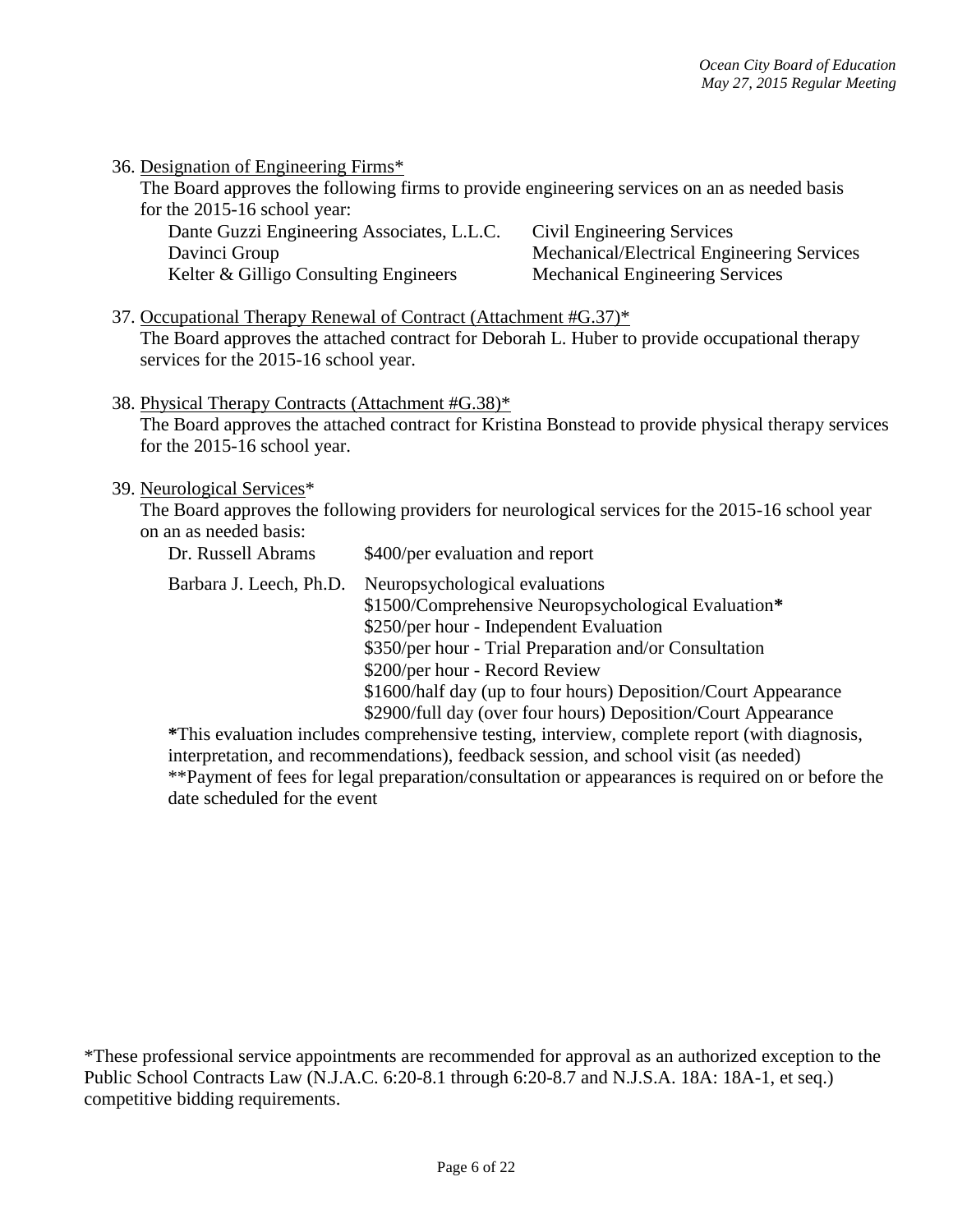36. Designation of Engineering Firms*

    The Board approves the following firms to provide engineering services on an as needed basis for the 2015-16 school year:

| | |
|---|---|
| Dante Guzzi Engineering Associates, L.L.C. | Civil Engineering Services |
| Davinci Group | Mechanical/Electrical Engineering Services |
| Kelter & Gilligo Consulting Engineers | Mechanical Engineering Services |

37. Occupational Therapy Renewal of Contract (Attachment #G.37)*

    The Board approves the attached contract for Deborah L. Huber to provide occupational therapy services for the 2015-16 school year.

38. Physical Therapy Contracts (Attachment #G.38)*

    The Board approves the attached contract for Kristina Bonstead to provide physical therapy services for the 2015-16 school year.

39. Neurological Services*

    The Board approves the following providers for neurological services for the 2015-16 school year on an as needed basis:

| | |
|---|---|
| Dr. Russell Abrams | $400/per evaluation and report |
| Barbara J. Leech, Ph.D. | Neuropsychological evaluations<br>$1500/Comprehensive Neuropsychological Evaluation**\***<br>$250/per hour - Independent Evaluation<br>$350/per hour - Trial Preparation and/or Consultation<br>$200/per hour - Record Review<br>$1600/half day (up to four hours) Deposition/Court Appearance<br>$2900/full day (over four hours) Deposition/Court Appearance |

    **\***This evaluation includes comprehensive testing, interview, complete report (with diagnosis, interpretation, and recommendations), feedback session, and school visit (as needed)
    **Payment of fees for legal preparation/consultation or appearances is required on or before the date scheduled for the event

*These professional service appointments are recommended for approval as an authorized exception to the Public School Contracts Law (N.J.A.C. 6:20-8.1 through 6:20-8.7 and N.J.S.A. 18A: 18A-1, et seq.) competitive bidding requirements.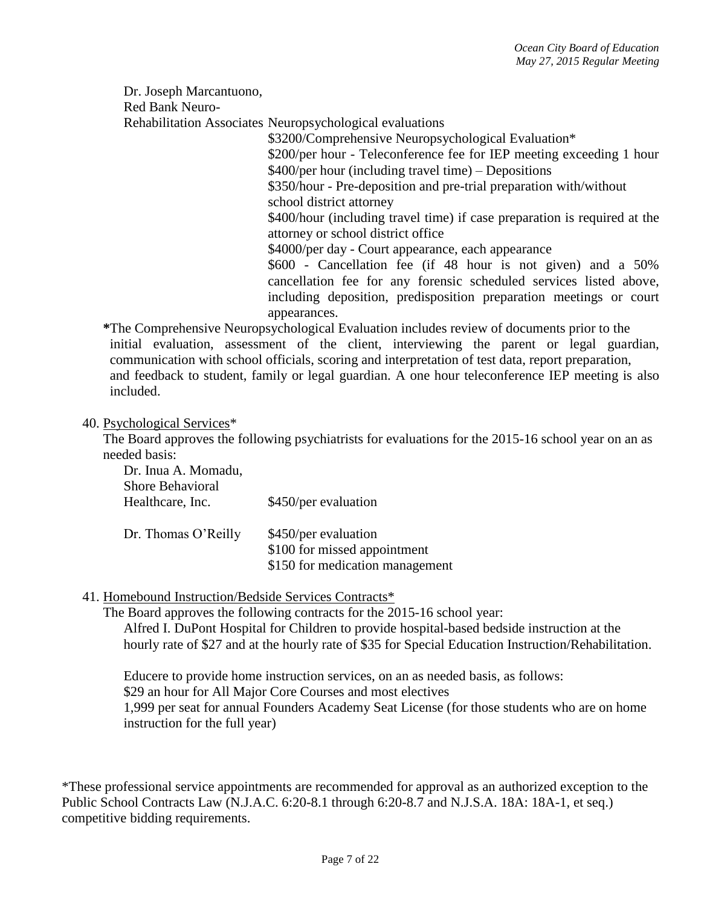Dr. Joseph Marcantuono,
Red Bank Neuro-
Rehabilitation Associates Neuropsychological evaluations

$3200/Comprehensive Neuropsychological Evaluation*
$200/per hour - Teleconference fee for IEP meeting exceeding 1 hour
$400/per hour (including travel time) – Depositions
$350/hour - Pre-deposition and pre-trial preparation with/without school district attorney
$400/hour (including travel time) if case preparation is required at the attorney or school district office
$4000/per day - Court appearance, each appearance
$600 - Cancellation fee (if 48 hour is not given) and a 50% cancellation fee for any forensic scheduled services listed above, including deposition, predisposition preparation meetings or court appearances.

**\***The Comprehensive Neuropsychological Evaluation includes review of documents prior to the initial evaluation, assessment of the client, interviewing the parent or legal guardian, communication with school officials, scoring and interpretation of test data, report preparation, and feedback to student, family or legal guardian. A one hour teleconference IEP meeting is also included.

40. Psychological Services*

The Board approves the following psychiatrists for evaluations for the 2015-16 school year on an as needed basis:

Dr. Inua A. Momadu, Shore Behavioral Healthcare, Inc. — $450/per evaluation

Dr. Thomas O'Reilly — $450/per evaluation
$100 for missed appointment
$150 for medication management

41. Homebound Instruction/Bedside Services Contracts*

The Board approves the following contracts for the 2015-16 school year:

Alfred I. DuPont Hospital for Children to provide hospital-based bedside instruction at the hourly rate of $27 and at the hourly rate of $35 for Special Education Instruction/Rehabilitation.

Educere to provide home instruction services, on an as needed basis, as follows:
$29 an hour for All Major Core Courses and most electives
1,999 per seat for annual Founders Academy Seat License (for those students who are on home instruction for the full year)

*These professional service appointments are recommended for approval as an authorized exception to the Public School Contracts Law (N.J.A.C. 6:20-8.1 through 6:20-8.7 and N.J.S.A. 18A: 18A-1, et seq.) competitive bidding requirements.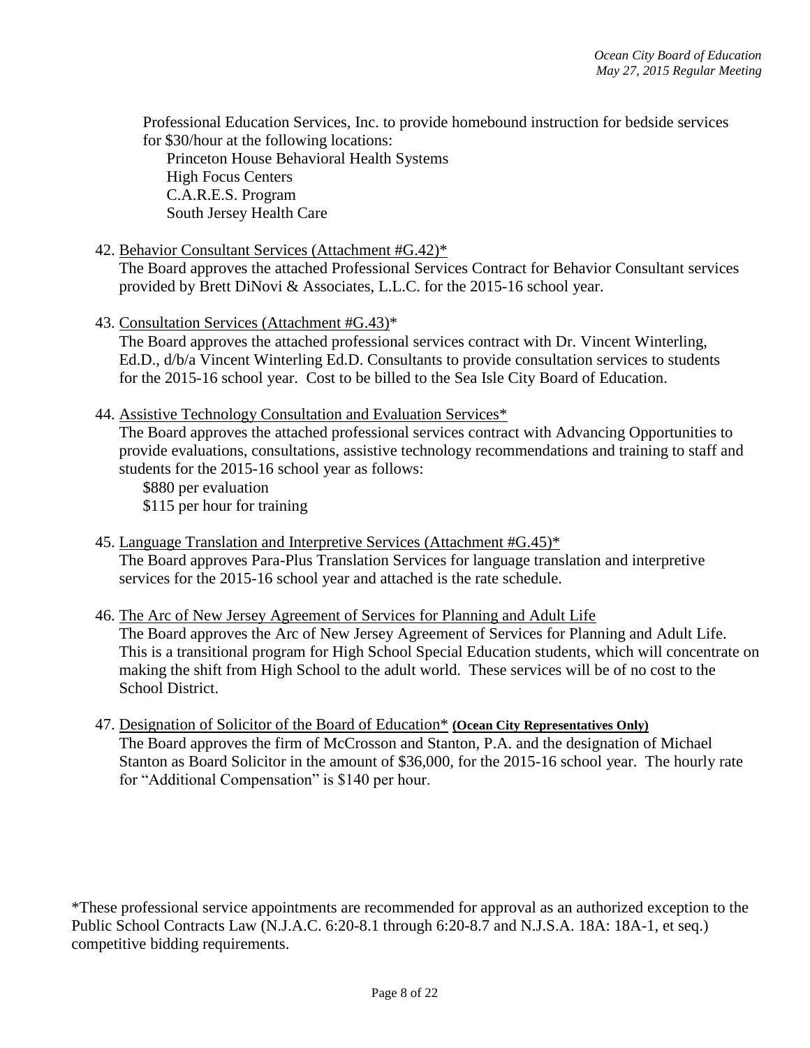Professional Education Services, Inc. to provide homebound instruction for bedside services for $30/hour at the following locations:

Princeton House Behavioral Health Systems
High Focus Centers
C.A.R.E.S. Program
South Jersey Health Care

42. Behavior Consultant Services (Attachment #G.42)*
The Board approves the attached Professional Services Contract for Behavior Consultant services provided by Brett DiNovi & Associates, L.L.C. for the 2015-16 school year.

43. Consultation Services (Attachment #G.43)*
The Board approves the attached professional services contract with Dr. Vincent Winterling, Ed.D., d/b/a Vincent Winterling Ed.D. Consultants to provide consultation services to students for the 2015-16 school year. Cost to be billed to the Sea Isle City Board of Education.

44. Assistive Technology Consultation and Evaluation Services*
The Board approves the attached professional services contract with Advancing Opportunities to provide evaluations, consultations, assistive technology recommendations and training to staff and students for the 2015-16 school year as follows:

$880 per evaluation
$115 per hour for training

45. Language Translation and Interpretive Services (Attachment #G.45)*
The Board approves Para-Plus Translation Services for language translation and interpretive services for the 2015-16 school year and attached is the rate schedule.

46. The Arc of New Jersey Agreement of Services for Planning and Adult Life
The Board approves the Arc of New Jersey Agreement of Services for Planning and Adult Life. This is a transitional program for High School Special Education students, which will concentrate on making the shift from High School to the adult world. These services will be of no cost to the School District.

47. Designation of Solicitor of the Board of Education* **(Ocean City Representatives Only)**
The Board approves the firm of McCrosson and Stanton, P.A. and the designation of Michael Stanton as Board Solicitor in the amount of $36,000, for the 2015-16 school year. The hourly rate for "Additional Compensation" is $140 per hour.

*These professional service appointments are recommended for approval as an authorized exception to the Public School Contracts Law (N.J.A.C. 6:20-8.1 through 6:20-8.7 and N.J.S.A. 18A: 18A-1, et seq.) competitive bidding requirements.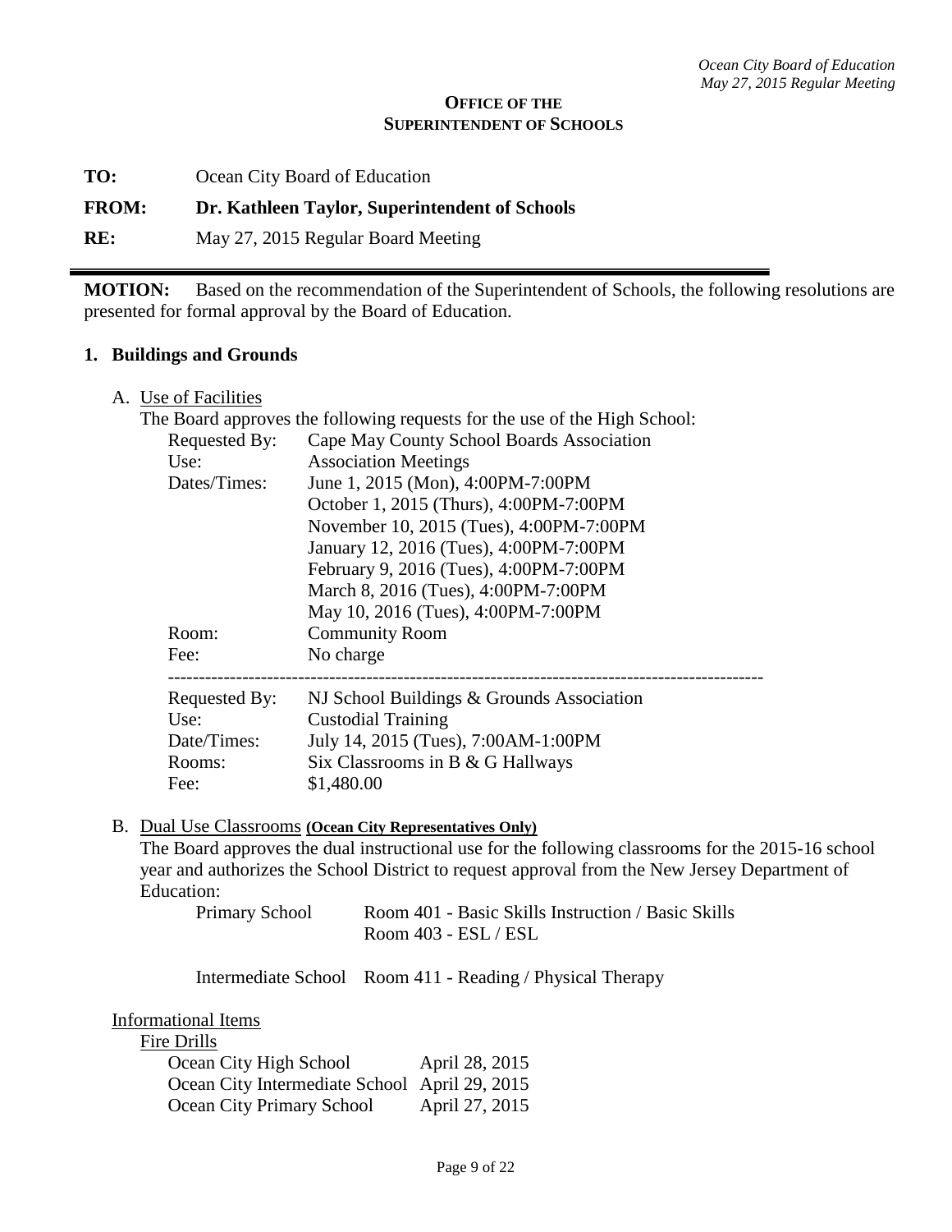**OFFICE OF THE SUPERINTENDENT OF SCHOOLS**

**TO:** Ocean City Board of Education

**FROM:** **Dr. Kathleen Taylor, Superintendent of Schools**

**RE:** May 27, 2015 Regular Board Meeting

---

**MOTION:** Based on the recommendation of the Superintendent of Schools, the following resolutions are presented for formal approval by the Board of Education.

## 1. Buildings and Grounds

A. Use of Facilities

The Board approves the following requests for the use of the High School:

| | |
|---|---|
| Requested By: | Cape May County School Boards Association |
| Use: | Association Meetings |
| Dates/Times: | June 1, 2015 (Mon), 4:00PM-7:00PM<br>October 1, 2015 (Thurs), 4:00PM-7:00PM<br>November 10, 2015 (Tues), 4:00PM-7:00PM<br>January 12, 2016 (Tues), 4:00PM-7:00PM<br>February 9, 2016 (Tues), 4:00PM-7:00PM<br>March 8, 2016 (Tues), 4:00PM-7:00PM<br>May 10, 2016 (Tues), 4:00PM-7:00PM |
| Room: | Community Room |
| Fee: | No charge |

---

| | |
|---|---|
| Requested By: | NJ School Buildings & Grounds Association |
| Use: | Custodial Training |
| Date/Times: | July 14, 2015 (Tues), 7:00AM-1:00PM |
| Rooms: | Six Classrooms in B & G Hallways |
| Fee: | $1,480.00 |

B. Dual Use Classrooms **(Ocean City Representatives Only)**

The Board approves the dual instructional use for the following classrooms for the 2015-16 school year and authorizes the School District to request approval from the New Jersey Department of Education:

| | |
|---|---|
| Primary School | Room 401 - Basic Skills Instruction / Basic Skills<br>Room 403 - ESL / ESL |
| Intermediate School | Room 411 - Reading / Physical Therapy |

Informational Items

Fire Drills

| | |
|---|---|
| Ocean City High School | April 28, 2015 |
| Ocean City Intermediate School | April 29, 2015 |
| Ocean City Primary School | April 27, 2015 |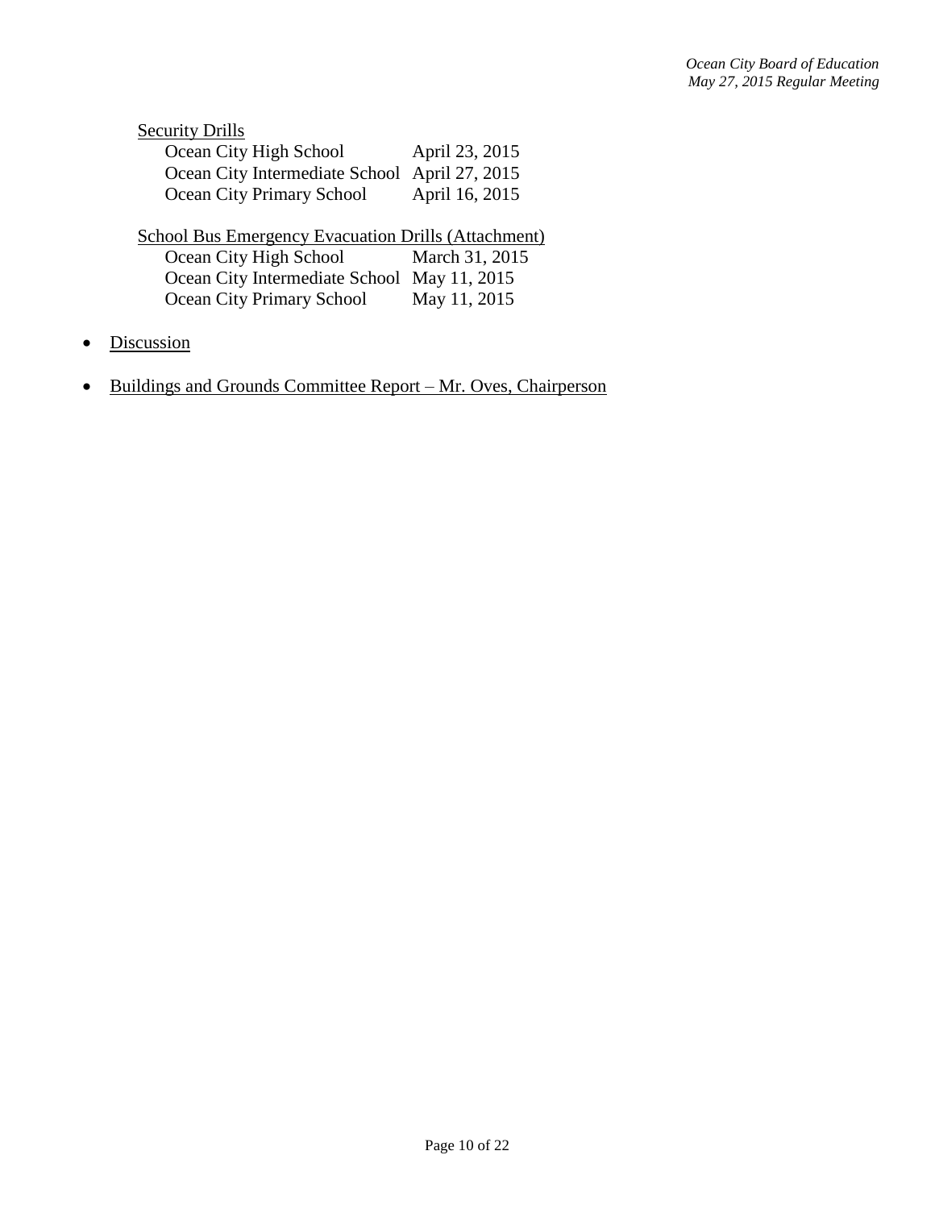Security Drills

| | |
|---|---|
| Ocean City High School | April 23, 2015 |
| Ocean City Intermediate School | April 27, 2015 |
| Ocean City Primary School | April 16, 2015 |

School Bus Emergency Evacuation Drills (Attachment)

| | |
|---|---|
| Ocean City High School | March 31, 2015 |
| Ocean City Intermediate School | May 11, 2015 |
| Ocean City Primary School | May 11, 2015 |

- Discussion
- Buildings and Grounds Committee Report – Mr. Oves, Chairperson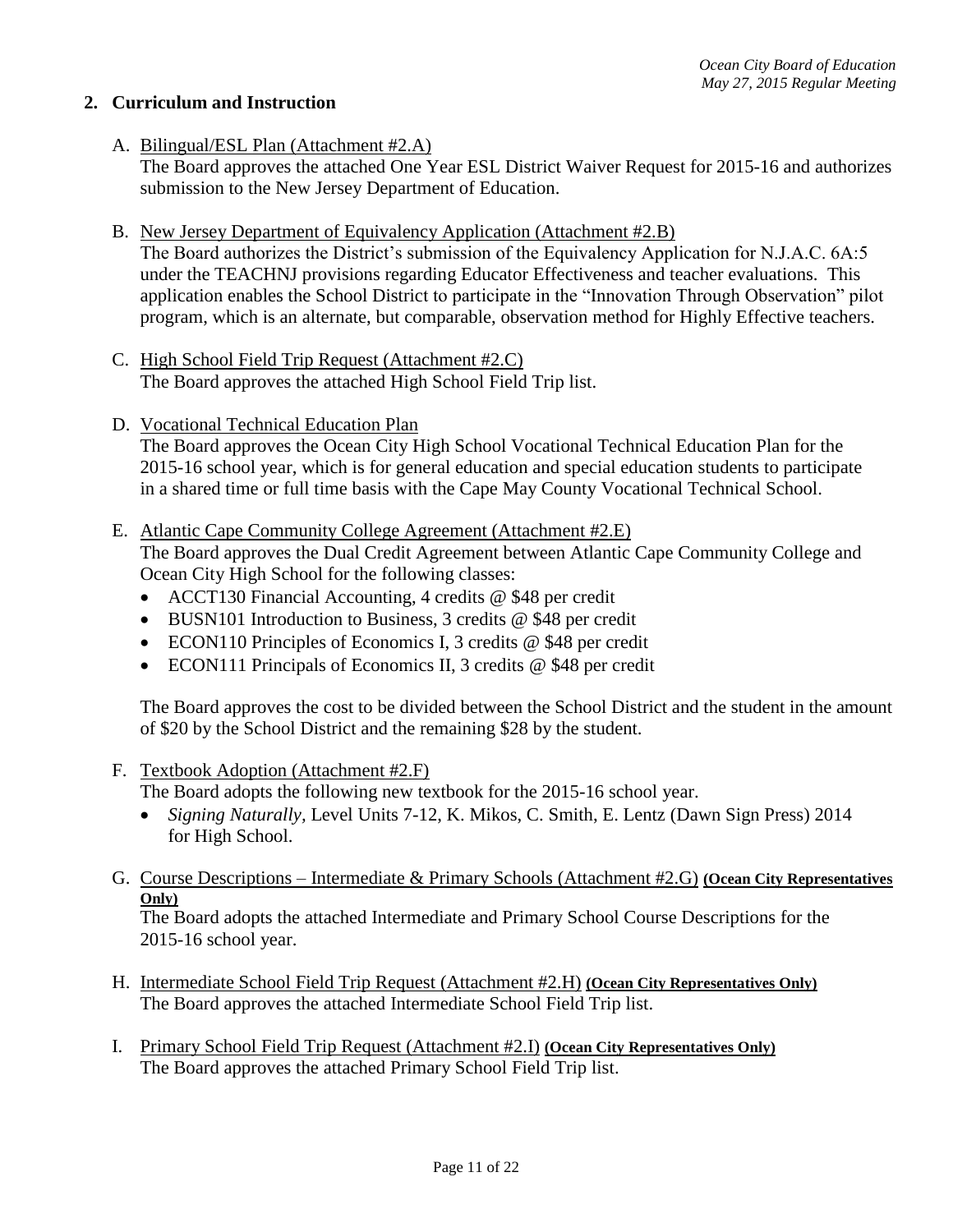## 2. Curriculum and Instruction

A. Bilingual/ESL Plan (Attachment #2.A)
The Board approves the attached One Year ESL District Waiver Request for 2015-16 and authorizes submission to the New Jersey Department of Education.

B. New Jersey Department of Equivalency Application (Attachment #2.B)
The Board authorizes the District's submission of the Equivalency Application for N.J.A.C. 6A:5 under the TEACHNJ provisions regarding Educator Effectiveness and teacher evaluations. This application enables the School District to participate in the "Innovation Through Observation" pilot program, which is an alternate, but comparable, observation method for Highly Effective teachers.

C. High School Field Trip Request (Attachment #2.C)
The Board approves the attached High School Field Trip list.

D. Vocational Technical Education Plan
The Board approves the Ocean City High School Vocational Technical Education Plan for the 2015-16 school year, which is for general education and special education students to participate in a shared time or full time basis with the Cape May County Vocational Technical School.

E. Atlantic Cape Community College Agreement (Attachment #2.E)
The Board approves the Dual Credit Agreement between Atlantic Cape Community College and Ocean City High School for the following classes:

- ACCT130 Financial Accounting, 4 credits @ $48 per credit
- BUSN101 Introduction to Business, 3 credits @ $48 per credit
- ECON110 Principles of Economics I, 3 credits @ $48 per credit
- ECON111 Principals of Economics II, 3 credits @ $48 per credit

The Board approves the cost to be divided between the School District and the student in the amount of $20 by the School District and the remaining $28 by the student.

F. Textbook Adoption (Attachment #2.F)
The Board adopts the following new textbook for the 2015-16 school year.

- *Signing Naturally,* Level Units 7-12, K. Mikos, C. Smith, E. Lentz (Dawn Sign Press) 2014 for High School.

G. Course Descriptions – Intermediate & Primary Schools (Attachment #2.G) **(Ocean City Representatives Only)**
The Board adopts the attached Intermediate and Primary School Course Descriptions for the 2015-16 school year.

H. Intermediate School Field Trip Request (Attachment #2.H) **(Ocean City Representatives Only)**
The Board approves the attached Intermediate School Field Trip list.

I. Primary School Field Trip Request (Attachment #2.I) **(Ocean City Representatives Only)**
The Board approves the attached Primary School Field Trip list.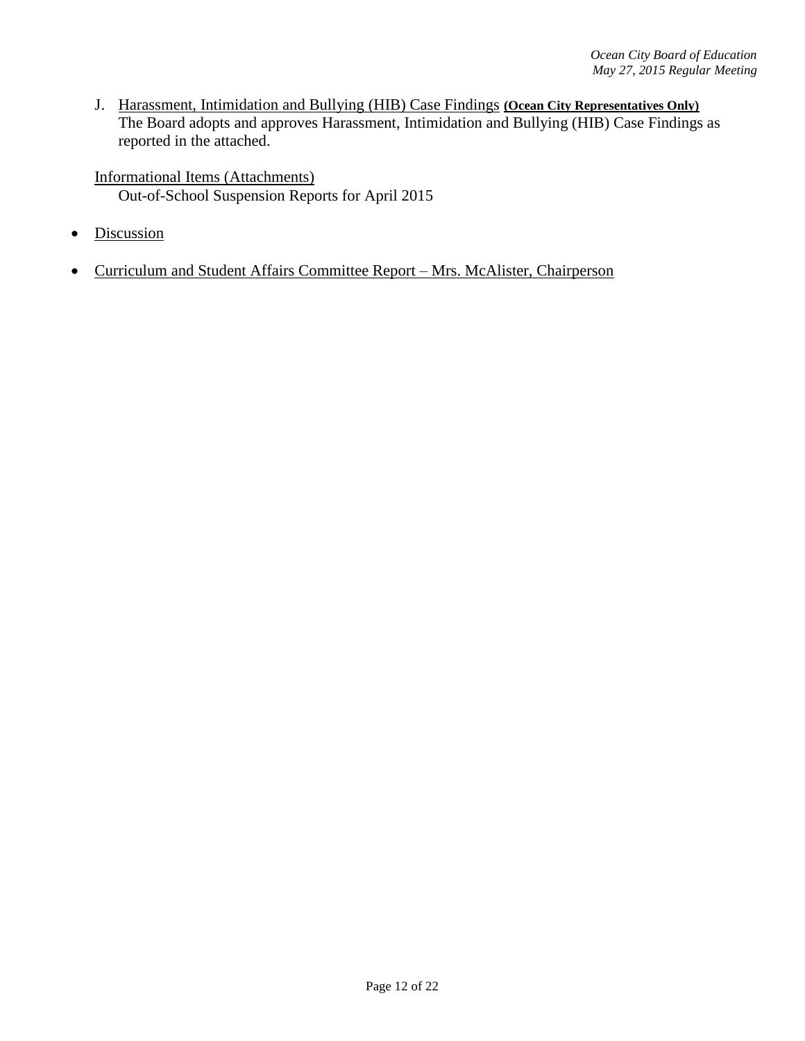J. <u>Harassment, Intimidation and Bullying (HIB) Case Findings</u> **(Ocean City Representatives Only)**
The Board adopts and approves Harassment, Intimidation and Bullying (HIB) Case Findings as reported in the attached.

<u>Informational Items (Attachments)</u>
Out-of-School Suspension Reports for April 2015

- <u>Discussion</u>

- <u>Curriculum and Student Affairs Committee Report – Mrs. McAlister, Chairperson</u>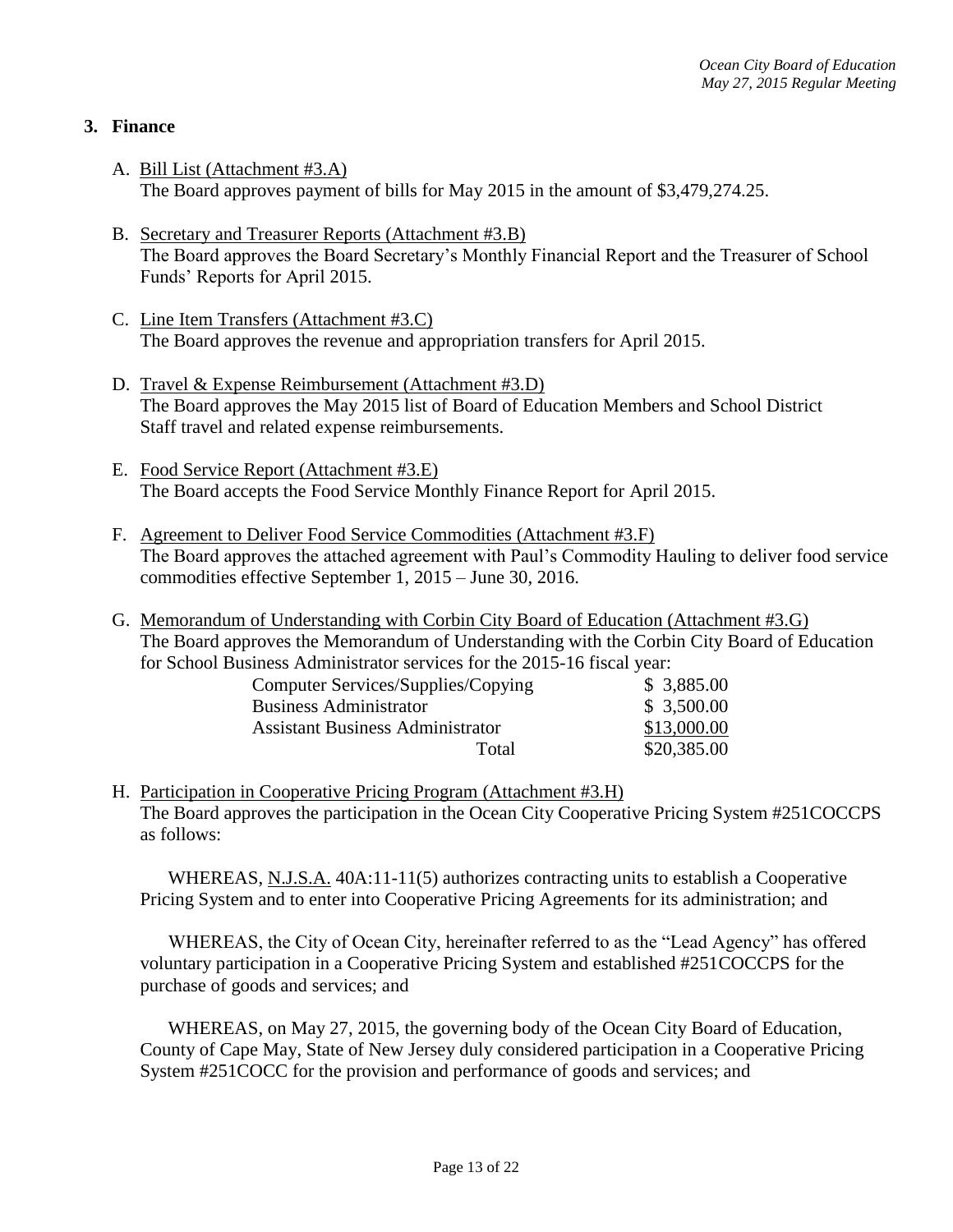## 3. Finance

A. <u>Bill List (Attachment #3.A)</u>
The Board approves payment of bills for May 2015 in the amount of $3,479,274.25.

B. <u>Secretary and Treasurer Reports (Attachment #3.B)</u>
The Board approves the Board Secretary's Monthly Financial Report and the Treasurer of School Funds' Reports for April 2015.

C. <u>Line Item Transfers (Attachment #3.C)</u>
The Board approves the revenue and appropriation transfers for April 2015.

D. <u>Travel & Expense Reimbursement (Attachment #3.D)</u>
The Board approves the May 2015 list of Board of Education Members and School District Staff travel and related expense reimbursements.

E. <u>Food Service Report (Attachment #3.E)</u>
The Board accepts the Food Service Monthly Finance Report for April 2015.

F. <u>Agreement to Deliver Food Service Commodities (Attachment #3.F)</u>
The Board approves the attached agreement with Paul's Commodity Hauling to deliver food service commodities effective September 1, 2015 – June 30, 2016.

G. <u>Memorandum of Understanding with Corbin City Board of Education (Attachment #3.G)</u>
The Board approves the Memorandum of Understanding with the Corbin City Board of Education for School Business Administrator services for the 2015-16 fiscal year:

| | |
|---|---|
| Computer Services/Supplies/Copying | $ 3,885.00 |
| Business Administrator | $ 3,500.00 |
| Assistant Business Administrator | $13,000.00 |
| Total | $20,385.00 |

H. <u>Participation in Cooperative Pricing Program (Attachment #3.H)</u>
The Board approves the participation in the Ocean City Cooperative Pricing System #251COCCPS as follows:

WHEREAS, <u>N.J.S.A.</u> 40A:11-11(5) authorizes contracting units to establish a Cooperative Pricing System and to enter into Cooperative Pricing Agreements for its administration; and

WHEREAS, the City of Ocean City, hereinafter referred to as the "Lead Agency" has offered voluntary participation in a Cooperative Pricing System and established #251COCCPS for the purchase of goods and services; and

WHEREAS, on May 27, 2015, the governing body of the Ocean City Board of Education, County of Cape May, State of New Jersey duly considered participation in a Cooperative Pricing System #251COCC for the provision and performance of goods and services; and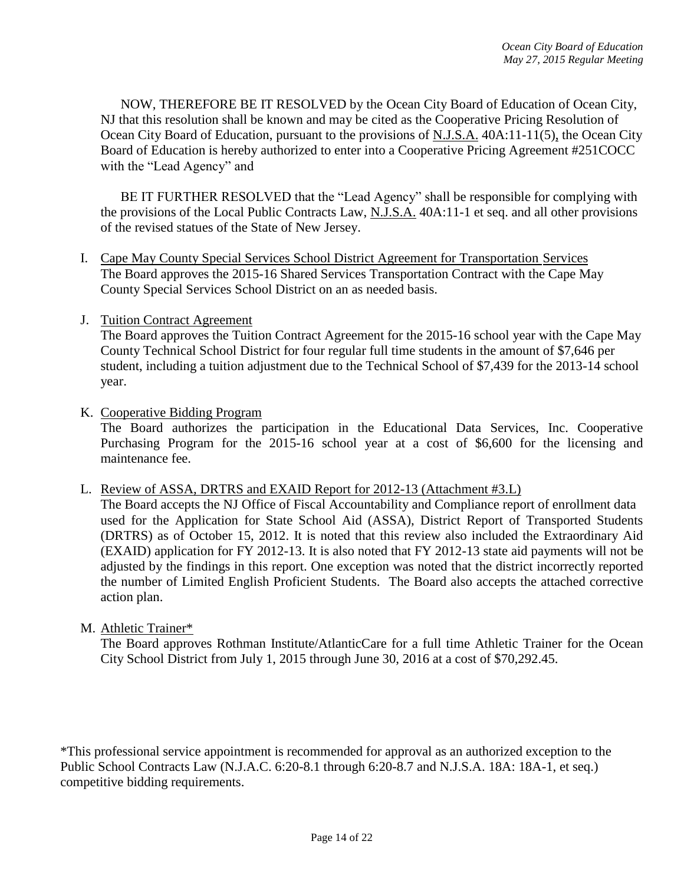NOW, THEREFORE BE IT RESOLVED by the Ocean City Board of Education of Ocean City, NJ that this resolution shall be known and may be cited as the Cooperative Pricing Resolution of Ocean City Board of Education, pursuant to the provisions of N.J.S.A. 40A:11-11(5), the Ocean City Board of Education is hereby authorized to enter into a Cooperative Pricing Agreement #251COCC with the "Lead Agency" and

BE IT FURTHER RESOLVED that the "Lead Agency" shall be responsible for complying with the provisions of the Local Public Contracts Law, N.J.S.A. 40A:11-1 et seq. and all other provisions of the revised statues of the State of New Jersey.

I. Cape May County Special Services School District Agreement for Transportation Services
The Board approves the 2015-16 Shared Services Transportation Contract with the Cape May County Special Services School District on an as needed basis.

J. Tuition Contract Agreement
The Board approves the Tuition Contract Agreement for the 2015-16 school year with the Cape May County Technical School District for four regular full time students in the amount of $7,646 per student, including a tuition adjustment due to the Technical School of $7,439 for the 2013-14 school year.

K. Cooperative Bidding Program
The Board authorizes the participation in the Educational Data Services, Inc. Cooperative Purchasing Program for the 2015-16 school year at a cost of $6,600 for the licensing and maintenance fee.

L. Review of ASSA, DRTRS and EXAID Report for 2012-13 (Attachment #3.L)
The Board accepts the NJ Office of Fiscal Accountability and Compliance report of enrollment data used for the Application for State School Aid (ASSA), District Report of Transported Students (DRTRS) as of October 15, 2012. It is noted that this review also included the Extraordinary Aid (EXAID) application for FY 2012-13. It is also noted that FY 2012-13 state aid payments will not be adjusted by the findings in this report. One exception was noted that the district incorrectly reported the number of Limited English Proficient Students. The Board also accepts the attached corrective action plan.

M. Athletic Trainer*
The Board approves Rothman Institute/AtlanticCare for a full time Athletic Trainer for the Ocean City School District from July 1, 2015 through June 30, 2016 at a cost of $70,292.45.

*This professional service appointment is recommended for approval as an authorized exception to the Public School Contracts Law (N.J.A.C. 6:20-8.1 through 6:20-8.7 and N.J.S.A. 18A: 18A-1, et seq.) competitive bidding requirements.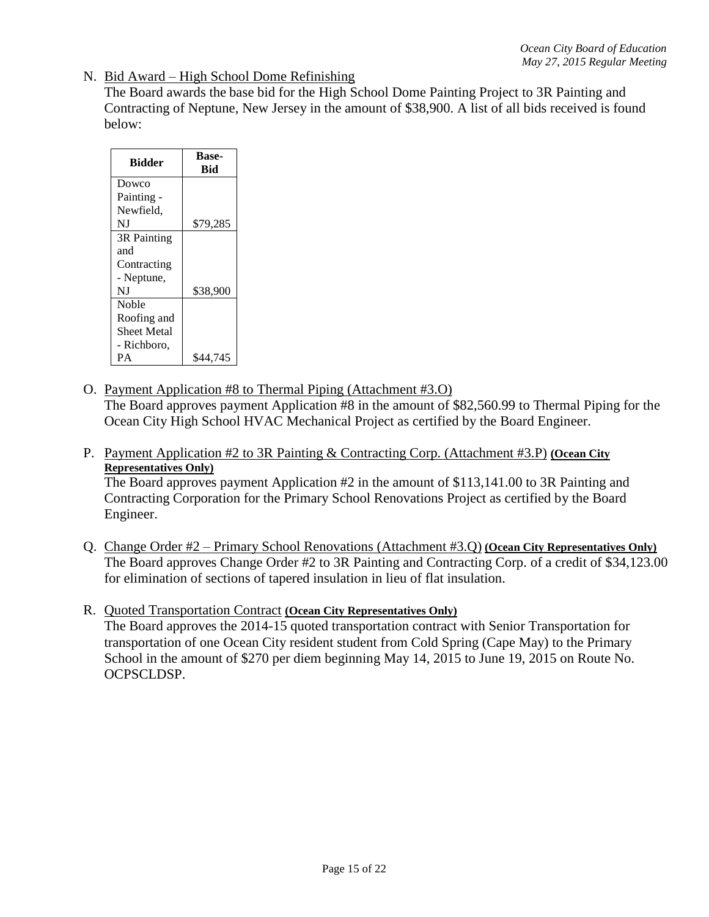N. Bid Award – High School Dome Refinishing

The Board awards the base bid for the High School Dome Painting Project to 3R Painting and Contracting of Neptune, New Jersey in the amount of $38,900. A list of all bids received is found below:

| Bidder | Base-Bid |
|---|---|
| Dowco Painting - Newfield, NJ | $79,285 |
| 3R Painting and Contracting - Neptune, NJ | $38,900 |
| Noble Roofing and Sheet Metal - Richboro, PA | $44,745 |

O. Payment Application #8 to Thermal Piping (Attachment #3.O)

The Board approves payment Application #8 in the amount of $82,560.99 to Thermal Piping for the Ocean City High School HVAC Mechanical Project as certified by the Board Engineer.

P. Payment Application #2 to 3R Painting & Contracting Corp. (Attachment #3.P) **(Ocean City Representatives Only)**

The Board approves payment Application #2 in the amount of $113,141.00 to 3R Painting and Contracting Corporation for the Primary School Renovations Project as certified by the Board Engineer.

Q. Change Order #2 – Primary School Renovations (Attachment #3.Q) **(Ocean City Representatives Only)**

The Board approves Change Order #2 to 3R Painting and Contracting Corp. of a credit of $34,123.00 for elimination of sections of tapered insulation in lieu of flat insulation.

R. Quoted Transportation Contract **(Ocean City Representatives Only)**

The Board approves the 2014-15 quoted transportation contract with Senior Transportation for transportation of one Ocean City resident student from Cold Spring (Cape May) to the Primary School in the amount of $270 per diem beginning May 14, 2015 to June 19, 2015 on Route No. OCPSCLDSP.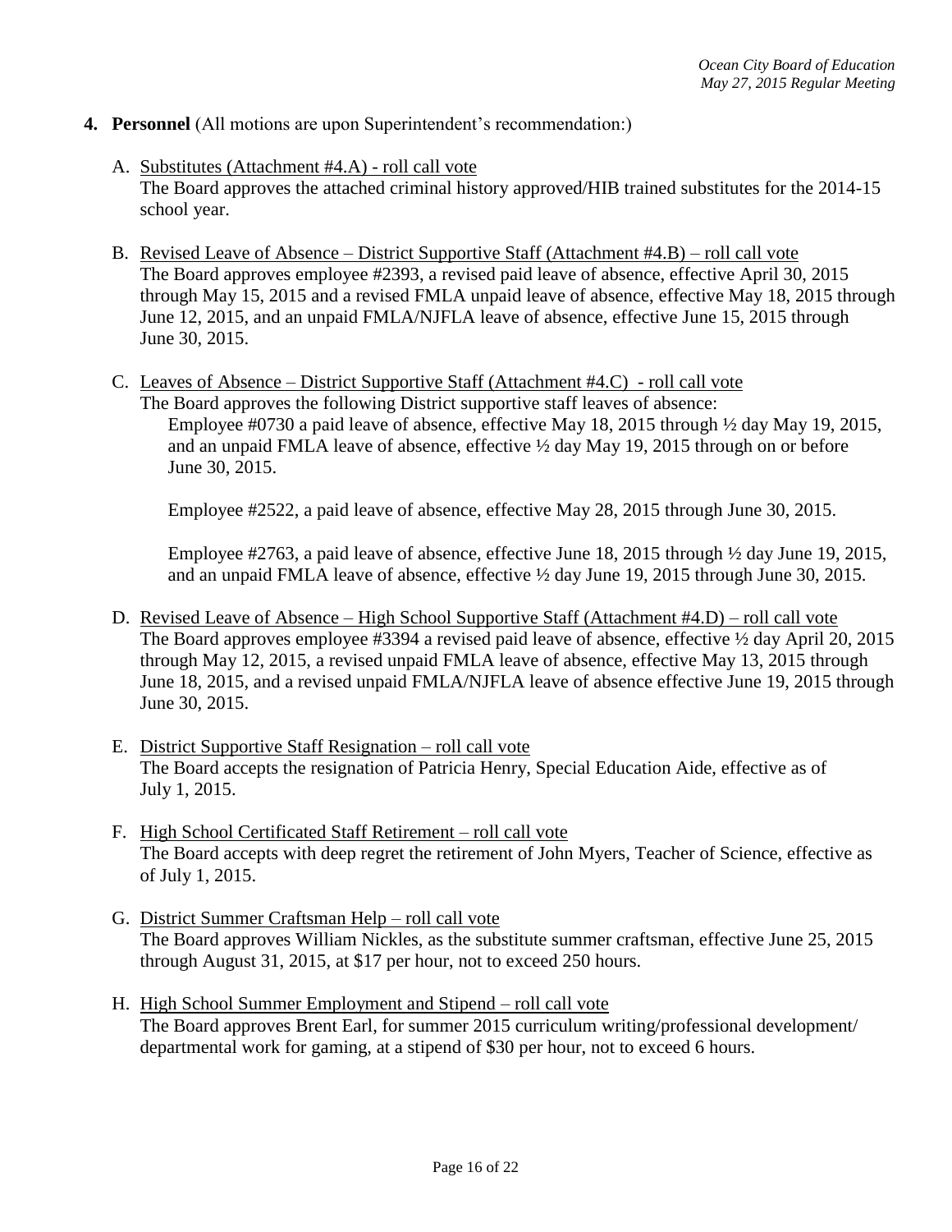4. **Personnel** (All motions are upon Superintendent's recommendation:)

   A. <u>Substitutes (Attachment #4.A) - roll call vote</u>
   The Board approves the attached criminal history approved/HIB trained substitutes for the 2014-15 school year.

   B. <u>Revised Leave of Absence – District Supportive Staff (Attachment #4.B) – roll call vote</u>
   The Board approves employee #2393, a revised paid leave of absence, effective April 30, 2015 through May 15, 2015 and a revised FMLA unpaid leave of absence, effective May 18, 2015 through June 12, 2015, and an unpaid FMLA/NJFLA leave of absence, effective June 15, 2015 through June 30, 2015.

   C. <u>Leaves of Absence – District Supportive Staff (Attachment #4.C) - roll call vote</u>
   The Board approves the following District supportive staff leaves of absence:

      Employee #0730 a paid leave of absence, effective May 18, 2015 through ½ day May 19, 2015, and an unpaid FMLA leave of absence, effective ½ day May 19, 2015 through on or before June 30, 2015.

      Employee #2522, a paid leave of absence, effective May 28, 2015 through June 30, 2015.

      Employee #2763, a paid leave of absence, effective June 18, 2015 through ½ day June 19, 2015, and an unpaid FMLA leave of absence, effective ½ day June 19, 2015 through June 30, 2015.

   D. <u>Revised Leave of Absence – High School Supportive Staff (Attachment #4.D) – roll call vote</u>
   The Board approves employee #3394 a revised paid leave of absence, effective ½ day April 20, 2015 through May 12, 2015, a revised unpaid FMLA leave of absence, effective May 13, 2015 through June 18, 2015, and a revised unpaid FMLA/NJFLA leave of absence effective June 19, 2015 through June 30, 2015.

   E. <u>District Supportive Staff Resignation – roll call vote</u>
   The Board accepts the resignation of Patricia Henry, Special Education Aide, effective as of July 1, 2015.

   F. <u>High School Certificated Staff Retirement – roll call vote</u>
   The Board accepts with deep regret the retirement of John Myers, Teacher of Science, effective as of July 1, 2015.

   G. <u>District Summer Craftsman Help – roll call vote</u>
   The Board approves William Nickles, as the substitute summer craftsman, effective June 25, 2015 through August 31, 2015, at $17 per hour, not to exceed 250 hours.

   H. <u>High School Summer Employment and Stipend – roll call vote</u>
   The Board approves Brent Earl, for summer 2015 curriculum writing/professional development/ departmental work for gaming, at a stipend of $30 per hour, not to exceed 6 hours.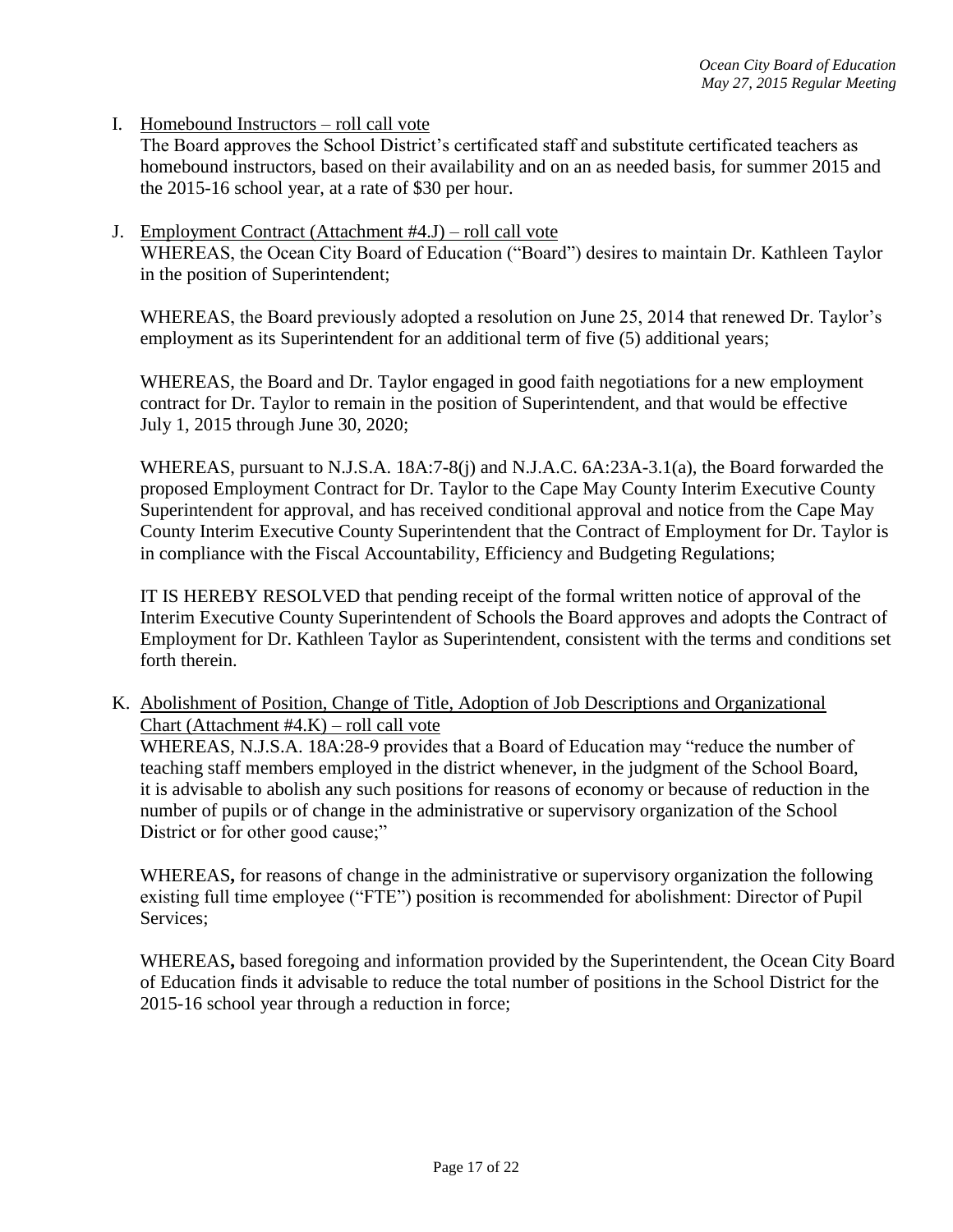I. <u>Homebound Instructors – roll call vote</u>
The Board approves the School District's certificated staff and substitute certificated teachers as homebound instructors, based on their availability and on an as needed basis, for summer 2015 and the 2015-16 school year, at a rate of $30 per hour.

J. <u>Employment Contract (Attachment #4.J) – roll call vote</u>
WHEREAS, the Ocean City Board of Education ("Board") desires to maintain Dr. Kathleen Taylor in the position of Superintendent;

WHEREAS, the Board previously adopted a resolution on June 25, 2014 that renewed Dr. Taylor's employment as its Superintendent for an additional term of five (5) additional years;

WHEREAS, the Board and Dr. Taylor engaged in good faith negotiations for a new employment contract for Dr. Taylor to remain in the position of Superintendent, and that would be effective July 1, 2015 through June 30, 2020;

WHEREAS, pursuant to N.J.S.A. 18A:7-8(j) and N.J.A.C. 6A:23A-3.1(a), the Board forwarded the proposed Employment Contract for Dr. Taylor to the Cape May County Interim Executive County Superintendent for approval, and has received conditional approval and notice from the Cape May County Interim Executive County Superintendent that the Contract of Employment for Dr. Taylor is in compliance with the Fiscal Accountability, Efficiency and Budgeting Regulations;

IT IS HEREBY RESOLVED that pending receipt of the formal written notice of approval of the Interim Executive County Superintendent of Schools the Board approves and adopts the Contract of Employment for Dr. Kathleen Taylor as Superintendent, consistent with the terms and conditions set forth therein.

K. <u>Abolishment of Position, Change of Title, Adoption of Job Descriptions and Organizational Chart (Attachment #4.K) – roll call vote</u>
WHEREAS, N.J.S.A. 18A:28-9 provides that a Board of Education may "reduce the number of teaching staff members employed in the district whenever, in the judgment of the School Board, it is advisable to abolish any such positions for reasons of economy or because of reduction in the number of pupils or of change in the administrative or supervisory organization of the School District or for other good cause;"

WHEREAS**,** for reasons of change in the administrative or supervisory organization the following existing full time employee ("FTE") position is recommended for abolishment: Director of Pupil Services;

WHEREAS**,** based foregoing and information provided by the Superintendent, the Ocean City Board of Education finds it advisable to reduce the total number of positions in the School District for the 2015-16 school year through a reduction in force;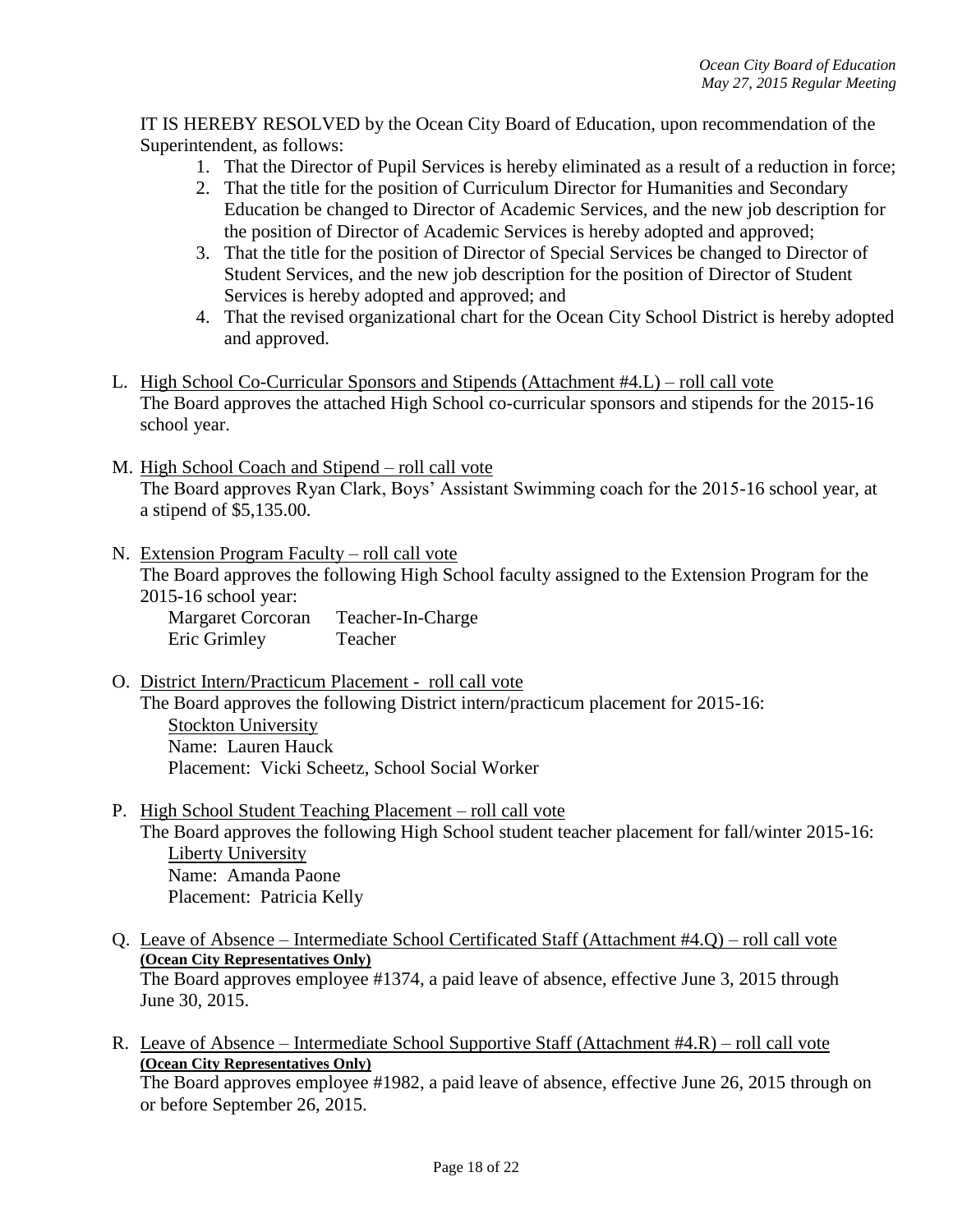IT IS HEREBY RESOLVED by the Ocean City Board of Education, upon recommendation of the Superintendent, as follows:

1. That the Director of Pupil Services is hereby eliminated as a result of a reduction in force;
2. That the title for the position of Curriculum Director for Humanities and Secondary Education be changed to Director of Academic Services, and the new job description for the position of Director of Academic Services is hereby adopted and approved;
3. That the title for the position of Director of Special Services be changed to Director of Student Services, and the new job description for the position of Director of Student Services is hereby adopted and approved; and
4. That the revised organizational chart for the Ocean City School District is hereby adopted and approved.

L. <u>High School Co-Curricular Sponsors and Stipends (Attachment #4.L) – roll call vote</u>
The Board approves the attached High School co-curricular sponsors and stipends for the 2015-16 school year.

M. <u>High School Coach and Stipend – roll call vote</u>
The Board approves Ryan Clark, Boys' Assistant Swimming coach for the 2015-16 school year, at a stipend of $5,135.00.

N. <u>Extension Program Faculty – roll call vote</u>
The Board approves the following High School faculty assigned to the Extension Program for the 2015-16 school year:

| | |
|---|---|
| Margaret Corcoran | Teacher-In-Charge |
| Eric Grimley | Teacher |

O. <u>District Intern/Practicum Placement - roll call vote</u>
The Board approves the following District intern/practicum placement for 2015-16:
<u>Stockton University</u>
Name: Lauren Hauck
Placement: Vicki Scheetz, School Social Worker

P. <u>High School Student Teaching Placement – roll call vote</u>
The Board approves the following High School student teacher placement for fall/winter 2015-16:
<u>Liberty University</u>
Name: Amanda Paone
Placement: Patricia Kelly

Q. <u>Leave of Absence – Intermediate School Certificated Staff (Attachment #4.Q) – roll call vote</u>
**<u>(Ocean City Representatives Only)</u>**
The Board approves employee #1374, a paid leave of absence, effective June 3, 2015 through June 30, 2015.

R. <u>Leave of Absence – Intermediate School Supportive Staff (Attachment #4.R) – roll call vote</u>
**<u>(Ocean City Representatives Only)</u>**
The Board approves employee #1982, a paid leave of absence, effective June 26, 2015 through on or before September 26, 2015.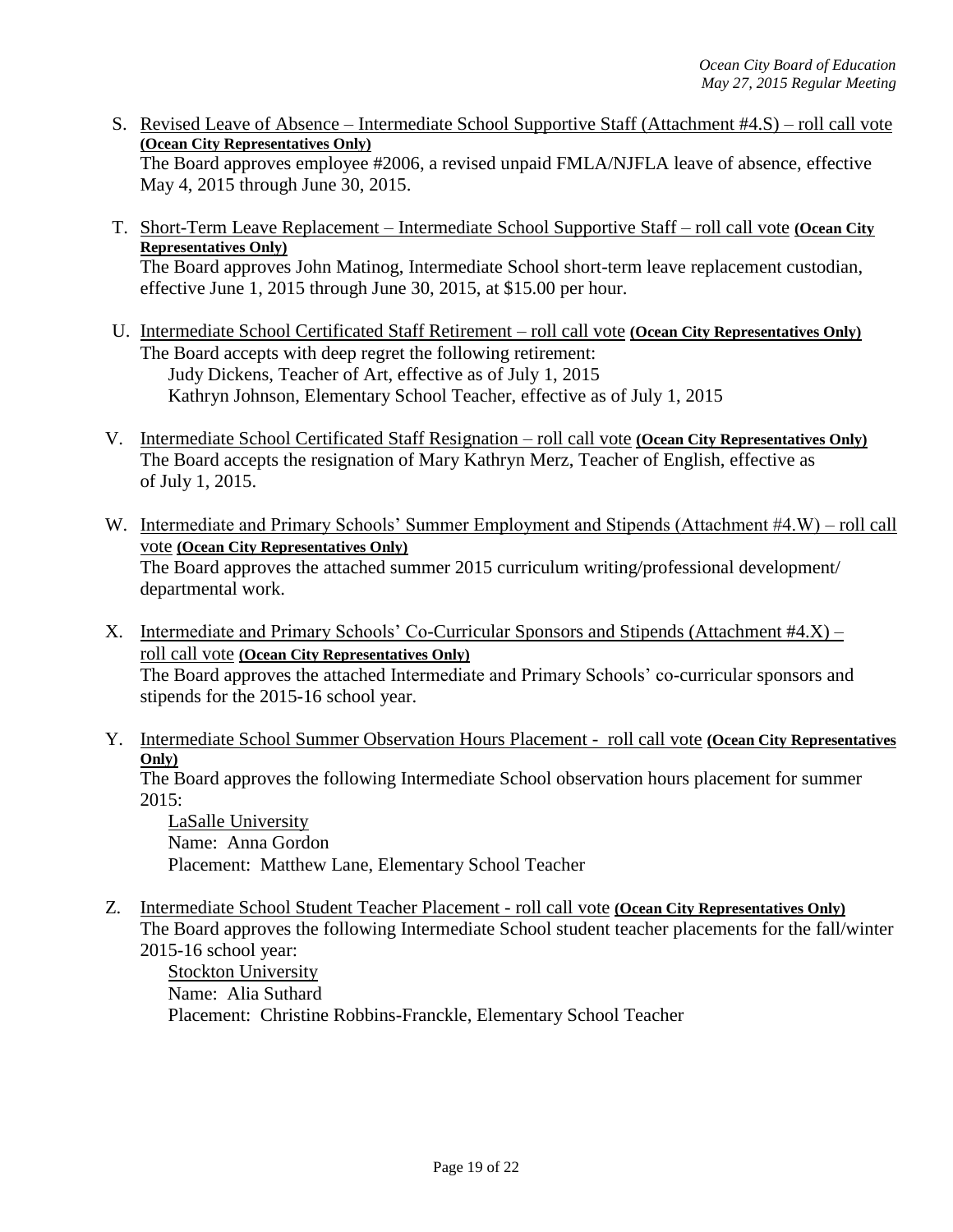S. <u>Revised Leave of Absence – Intermediate School Supportive Staff (Attachment #4.S) – roll call vote</u> **(Ocean City Representatives Only)**
The Board approves employee #2006, a revised unpaid FMLA/NJFLA leave of absence, effective May 4, 2015 through June 30, 2015.

T. <u>Short-Term Leave Replacement – Intermediate School Supportive Staff – roll call vote</u> **(Ocean City Representatives Only)**
The Board approves John Matinog, Intermediate School short-term leave replacement custodian, effective June 1, 2015 through June 30, 2015, at $15.00 per hour.

U. <u>Intermediate School Certificated Staff Retirement – roll call vote</u> **(Ocean City Representatives Only)**
The Board accepts with deep regret the following retirement:
Judy Dickens, Teacher of Art, effective as of July 1, 2015
Kathryn Johnson, Elementary School Teacher, effective as of July 1, 2015

V. <u>Intermediate School Certificated Staff Resignation – roll call vote</u> **(Ocean City Representatives Only)**
The Board accepts the resignation of Mary Kathryn Merz, Teacher of English, effective as of July 1, 2015.

W. <u>Intermediate and Primary Schools' Summer Employment and Stipends (Attachment #4.W) – roll call vote</u> **(Ocean City Representatives Only)**
The Board approves the attached summer 2015 curriculum writing/professional development/ departmental work.

X. <u>Intermediate and Primary Schools' Co-Curricular Sponsors and Stipends (Attachment #4.X) – roll call vote</u> **(Ocean City Representatives Only)**
The Board approves the attached Intermediate and Primary Schools' co-curricular sponsors and stipends for the 2015-16 school year.

Y. <u>Intermediate School Summer Observation Hours Placement - roll call vote</u> **(Ocean City Representatives Only)**
The Board approves the following Intermediate School observation hours placement for summer 2015:
<u>LaSalle University</u>
Name: Anna Gordon
Placement: Matthew Lane, Elementary School Teacher

Z. <u>Intermediate School Student Teacher Placement - roll call vote</u> **(Ocean City Representatives Only)**
The Board approves the following Intermediate School student teacher placements for the fall/winter 2015-16 school year:
<u>Stockton University</u>
Name: Alia Suthard
Placement: Christine Robbins-Franckle, Elementary School Teacher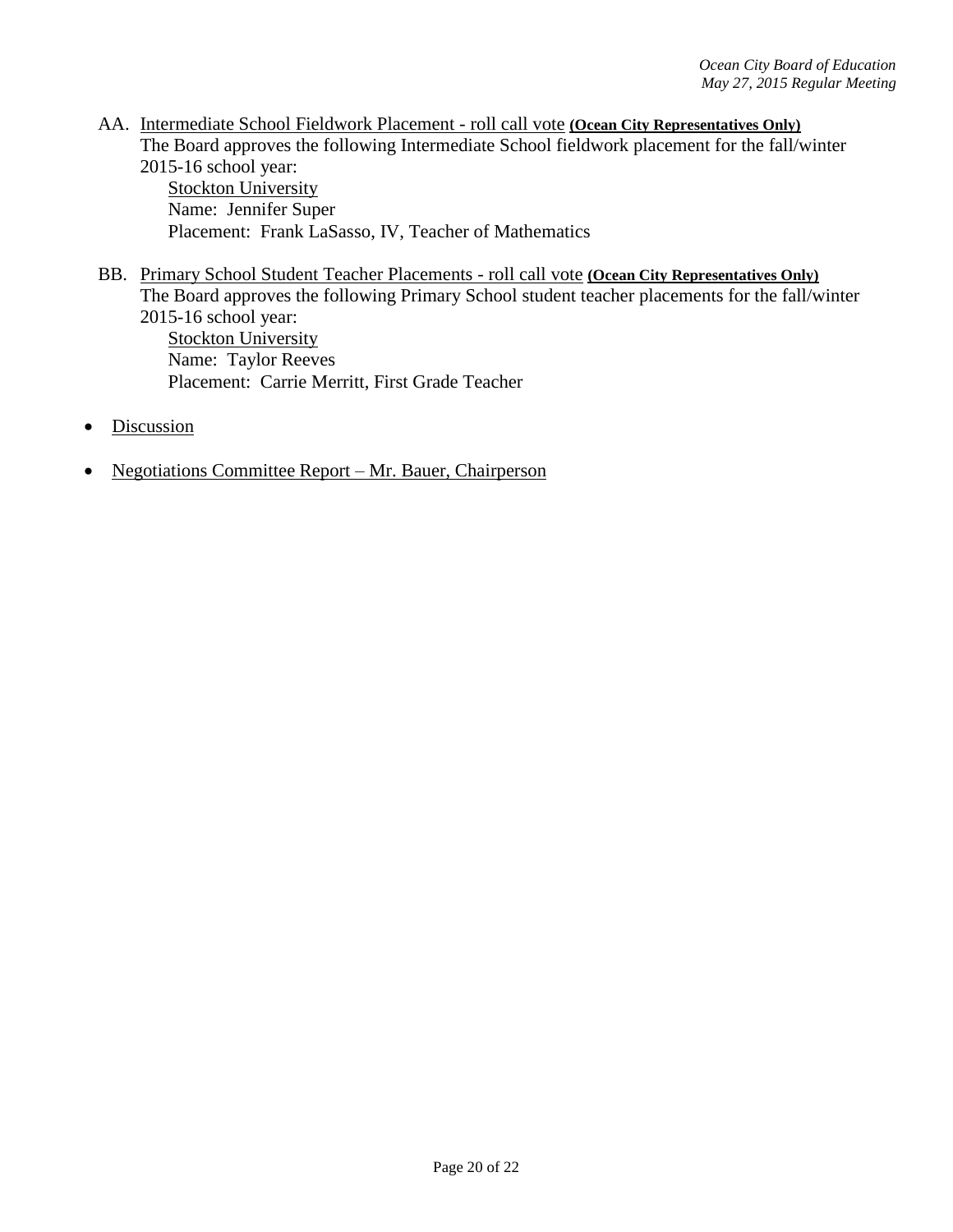AA. <u>Intermediate School Fieldwork Placement - roll call vote</u> **<u>(Ocean City Representatives Only)</u>**
The Board approves the following Intermediate School fieldwork placement for the fall/winter 2015-16 school year:

<u>Stockton University</u>
Name: Jennifer Super
Placement: Frank LaSasso, IV, Teacher of Mathematics

BB. <u>Primary School Student Teacher Placements - roll call vote</u> **<u>(Ocean City Representatives Only)</u>**
The Board approves the following Primary School student teacher placements for the fall/winter 2015-16 school year:

<u>Stockton University</u>
Name: Taylor Reeves
Placement: Carrie Merritt, First Grade Teacher

- <u>Discussion</u>

- <u>Negotiations Committee Report – Mr. Bauer, Chairperson</u>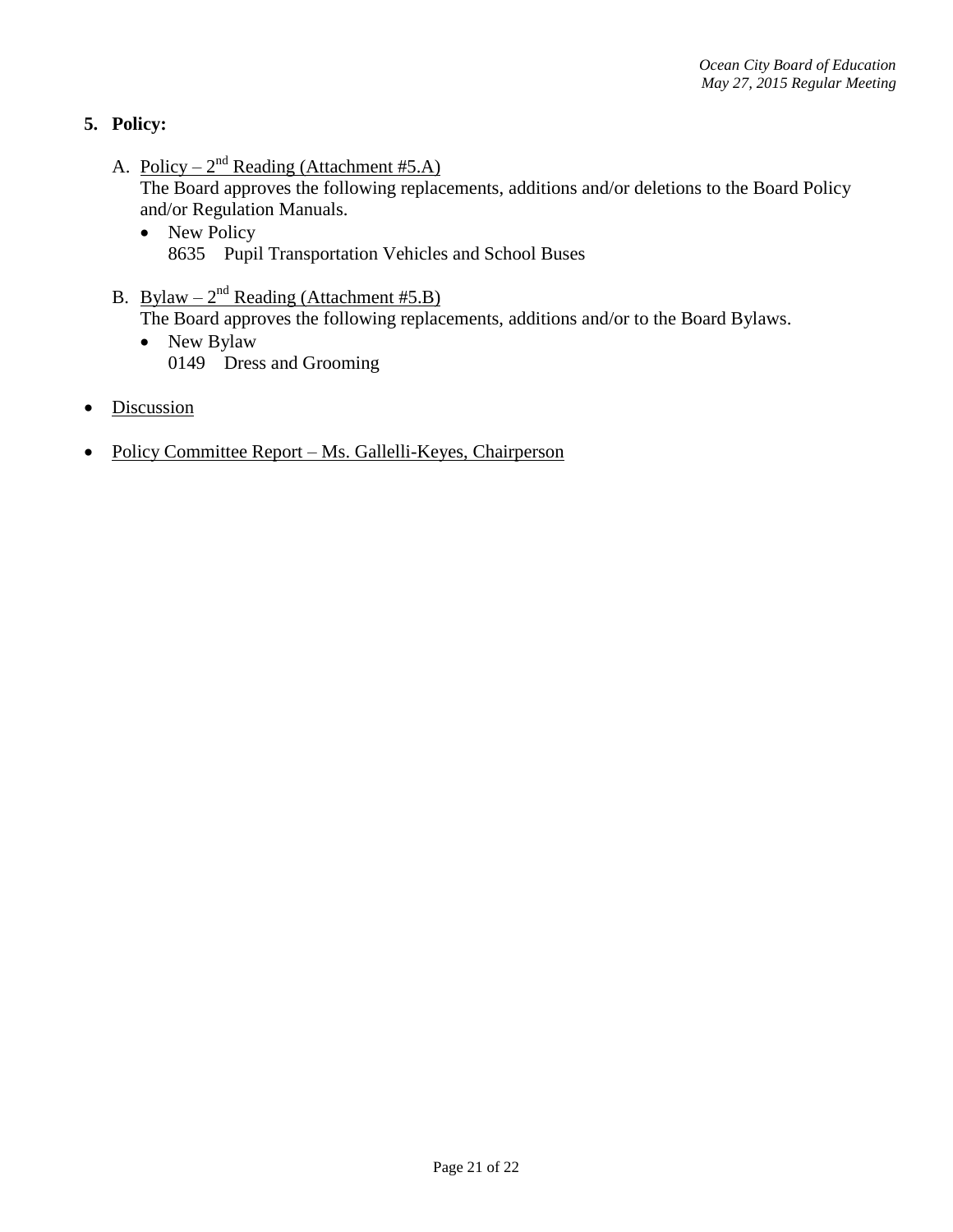**5. Policy:**

A. Policy – 2nd Reading (Attachment #5.A)
   The Board approves the following replacements, additions and/or deletions to the Board Policy and/or Regulation Manuals.
   - New Policy
     8635 Pupil Transportation Vehicles and School Buses

B. Bylaw – 2nd Reading (Attachment #5.B)
   The Board approves the following replacements, additions and/or to the Board Bylaws.
   - New Bylaw
     0149 Dress and Grooming

- Discussion
- Policy Committee Report – Ms. Gallelli-Keyes, Chairperson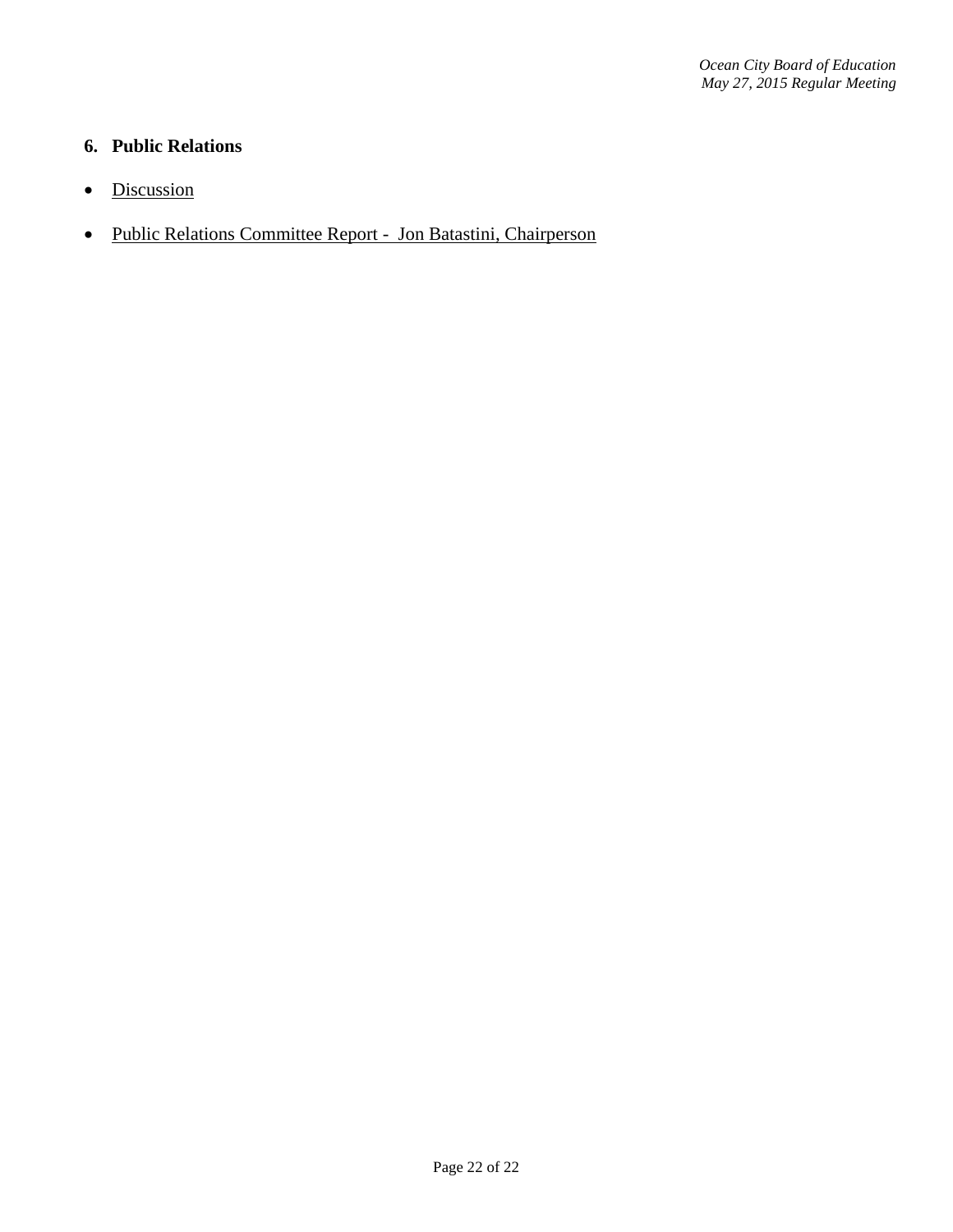## 6. Public Relations

- Discussion

- Public Relations Committee Report - Jon Batastini, Chairperson